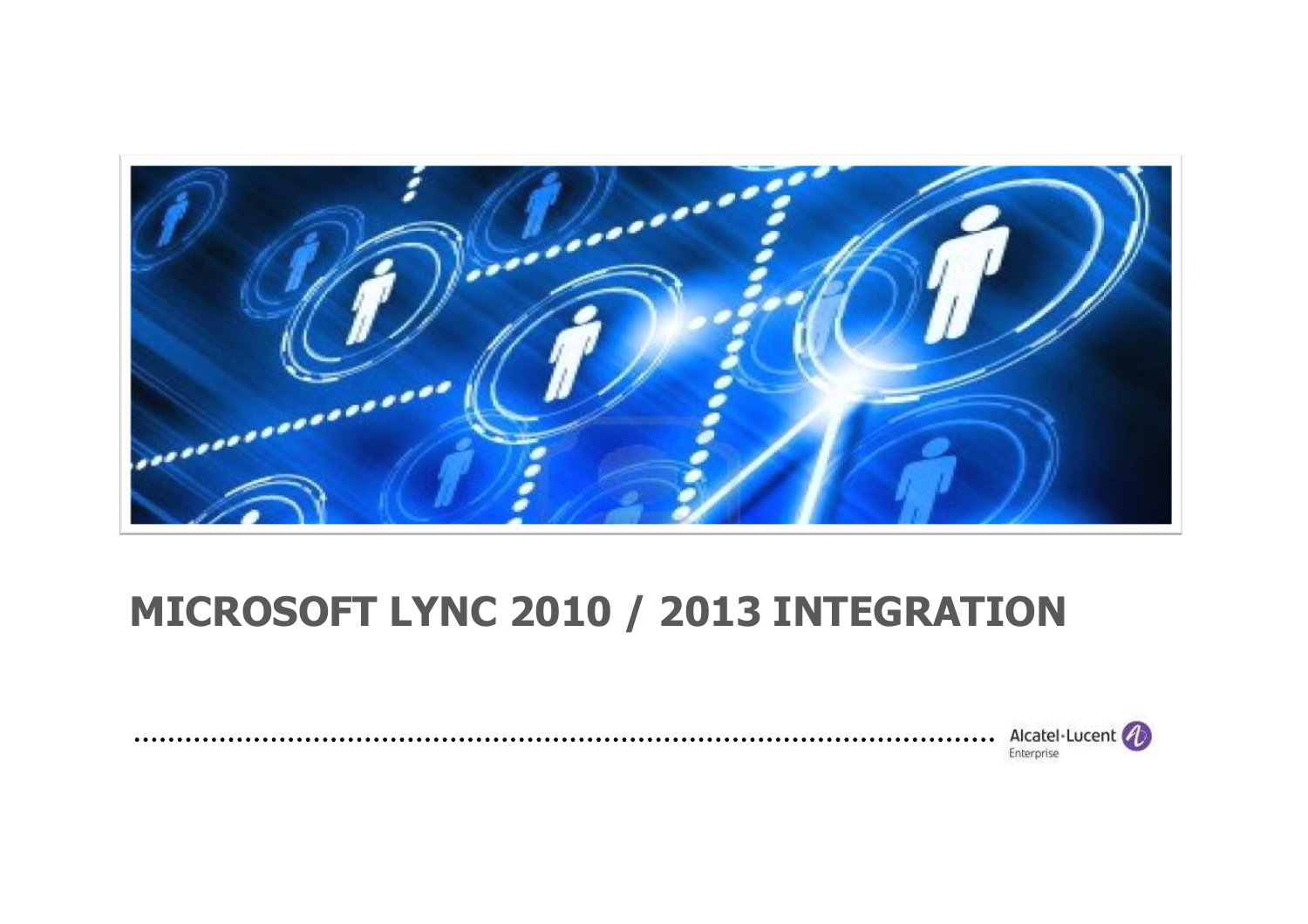# MICROSOFT LYNC 2010 / 2013 INTEGRATION

Alcatel·Lucent Enterprise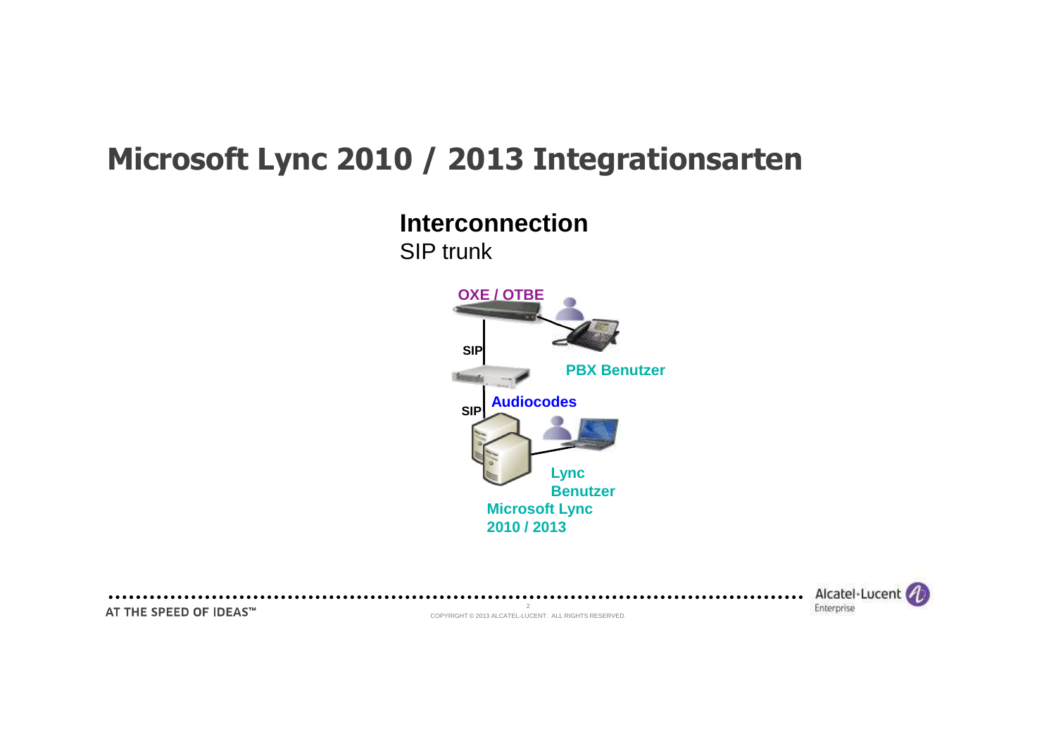# Microsoft Lync 2010 / 2013 Integrationsarten

**Interconnection**

SIP trunk

**OXE / OTBE**

**SIP**

**PBX Benutzer**

**Audiocodes**

**SIP**

**Lync Benutzer**

**Microsoft Lync 2010 / 2013**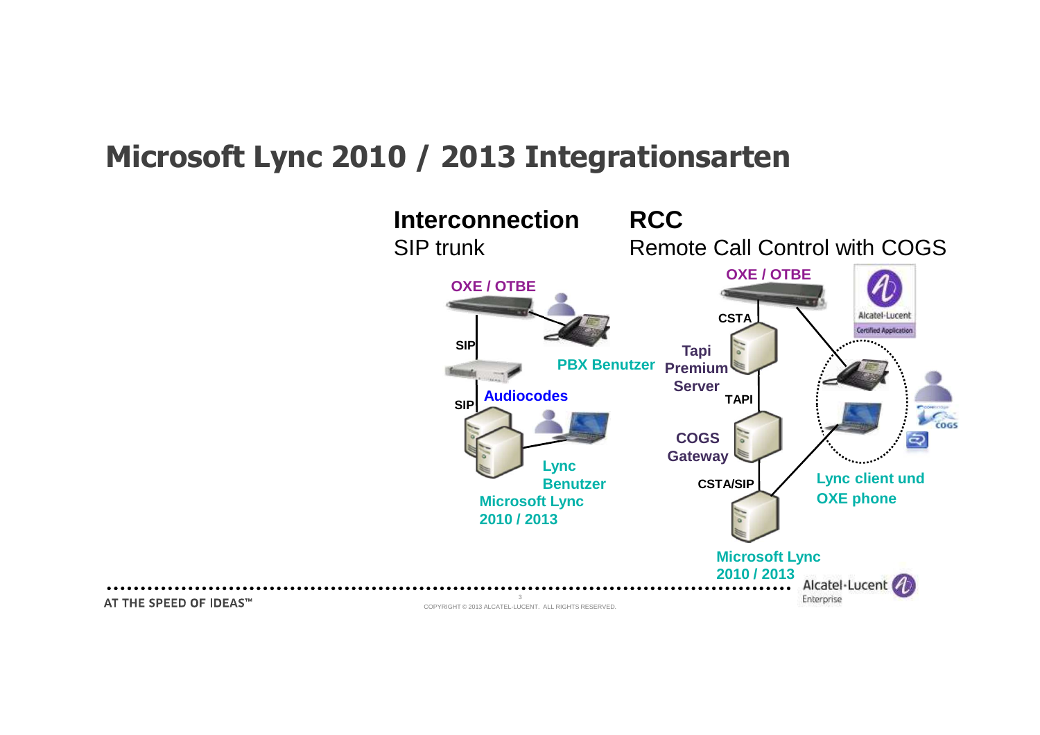# Microsoft Lync 2010 / 2013 Integrationsarten

**Interconnection**
SIP trunk

**OXE / OTBE**

SIP

**PBX Benutzer**

**Audiocodes**

SIP

**Lync Benutzer**

**Microsoft Lync 2010 / 2013**

**RCC**
Remote Call Control with COGS

**OXE / OTBE**

CSTA

**Tapi Premium Server**

TAPI

**COGS Gateway**

CSTA/SIP

**Lync client und OXE phone**

**Microsoft Lync 2010 / 2013**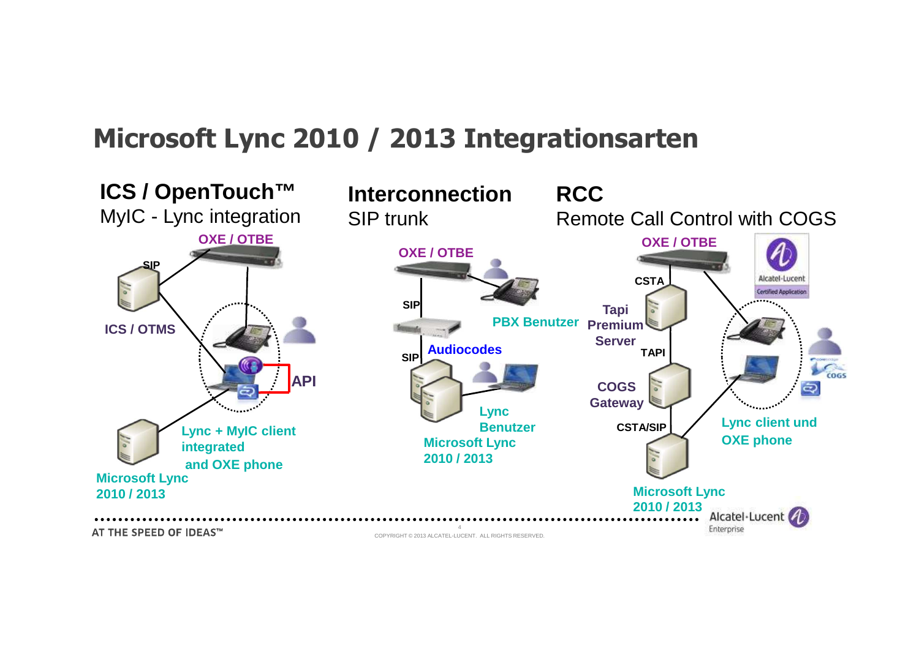# Microsoft Lync 2010 / 2013 Integrationsarten

## ICS / OpenTouch™
MyIC - Lync integration

OXE / OTBE

SIP

ICS / OTMS

API

Lync + MyIC client integrated and OXE phone

Microsoft Lync 2010 / 2013

## Interconnection
SIP trunk

OXE / OTBE

SIP

PBX Benutzer

Audiocodes

SIP

Lync Benutzer

Microsoft Lync 2010 / 2013

## RCC
Remote Call Control with COGS

OXE / OTBE

Alcatel-Lucent Certified Application

CSTA

Tapi Premium Server

TAPI

COGS Gateway

CSTA/SIP

Lync client und OXE phone

Microsoft Lync 2010 / 2013

COPYRIGHT © 2013 ALCATEL-LUCENT. ALL RIGHTS RESERVED.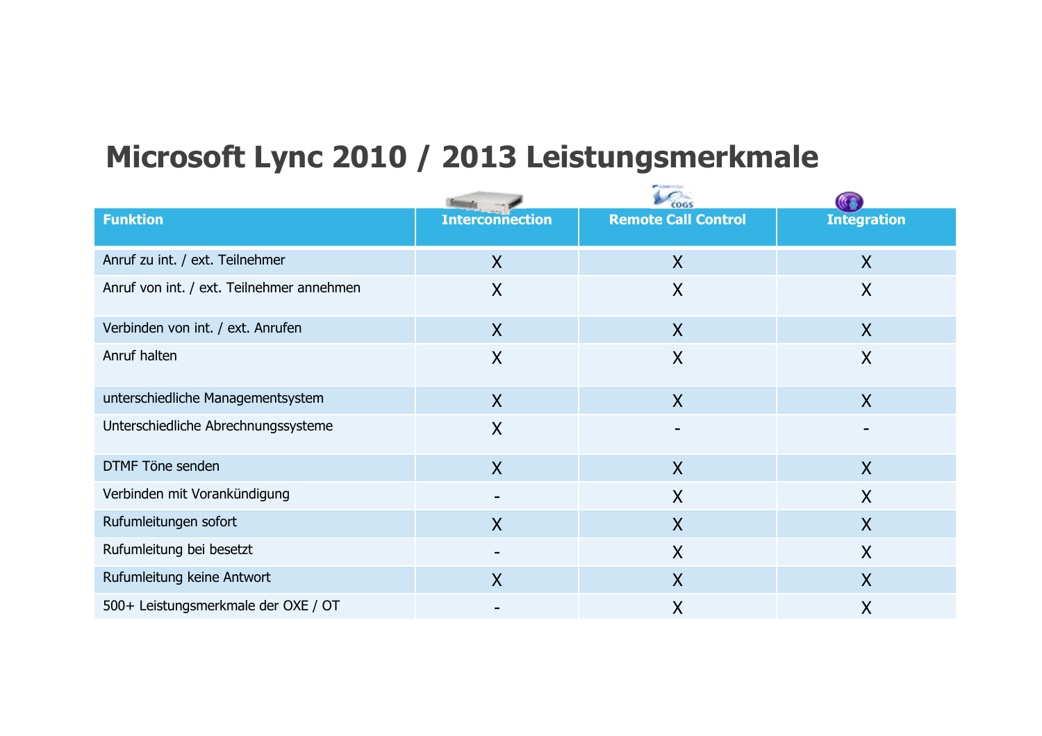# Microsoft Lync 2010 / 2013 Leistungsmerkmale

| Funktion | Interconnection | Remote Call Control | Integration |
|---|---|---|---|
| Anruf zu int. / ext. Teilnehmer | X | X | X |
| Anruf von int. / ext. Teilnehmer annehmen | X | X | X |
| Verbinden von int. / ext. Anrufen | X | X | X |
| Anruf halten | X | X | X |
| unterschiedliche Managementsystem | X | X | X |
| Unterschiedliche Abrechnungssysteme | X | - | - |
| DTMF Töne senden | X | X | X |
| Verbinden mit Vorankündigung | - | X | X |
| Rufumleitungen sofort | X | X | X |
| Rufumleitung bei besetzt | - | X | X |
| Rufumleitung keine Antwort | X | X | X |
| 500+ Leistungsmerkmale der OXE / OT | - | X | X |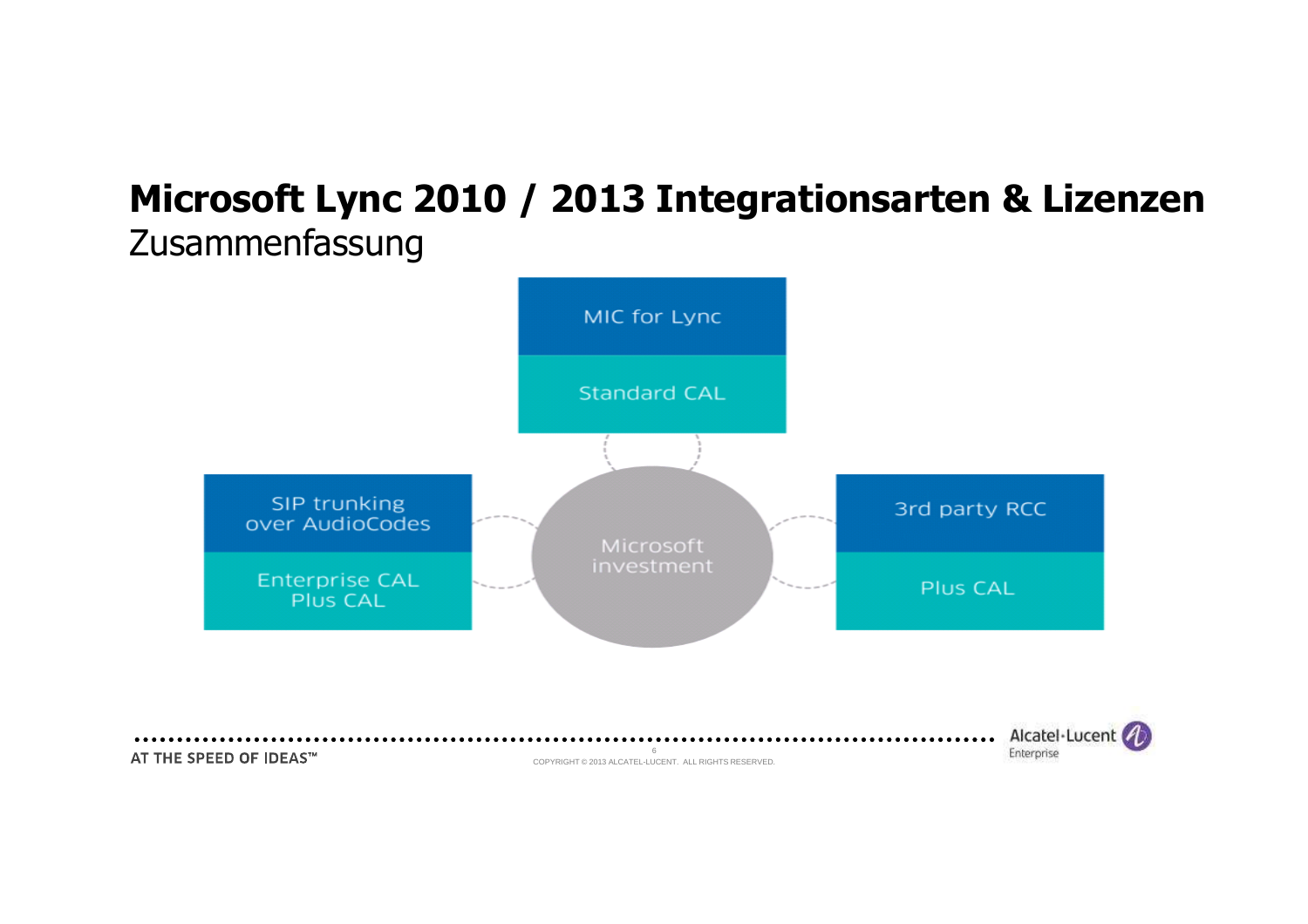# Microsoft Lync 2010 / 2013 Integrationsarten & Lizenzen

Zusammenfassung

MIC for Lync

Standard CAL

SIP trunking over AudioCodes

Enterprise CAL Plus CAL

Microsoft investment

3rd party RCC

Plus CAL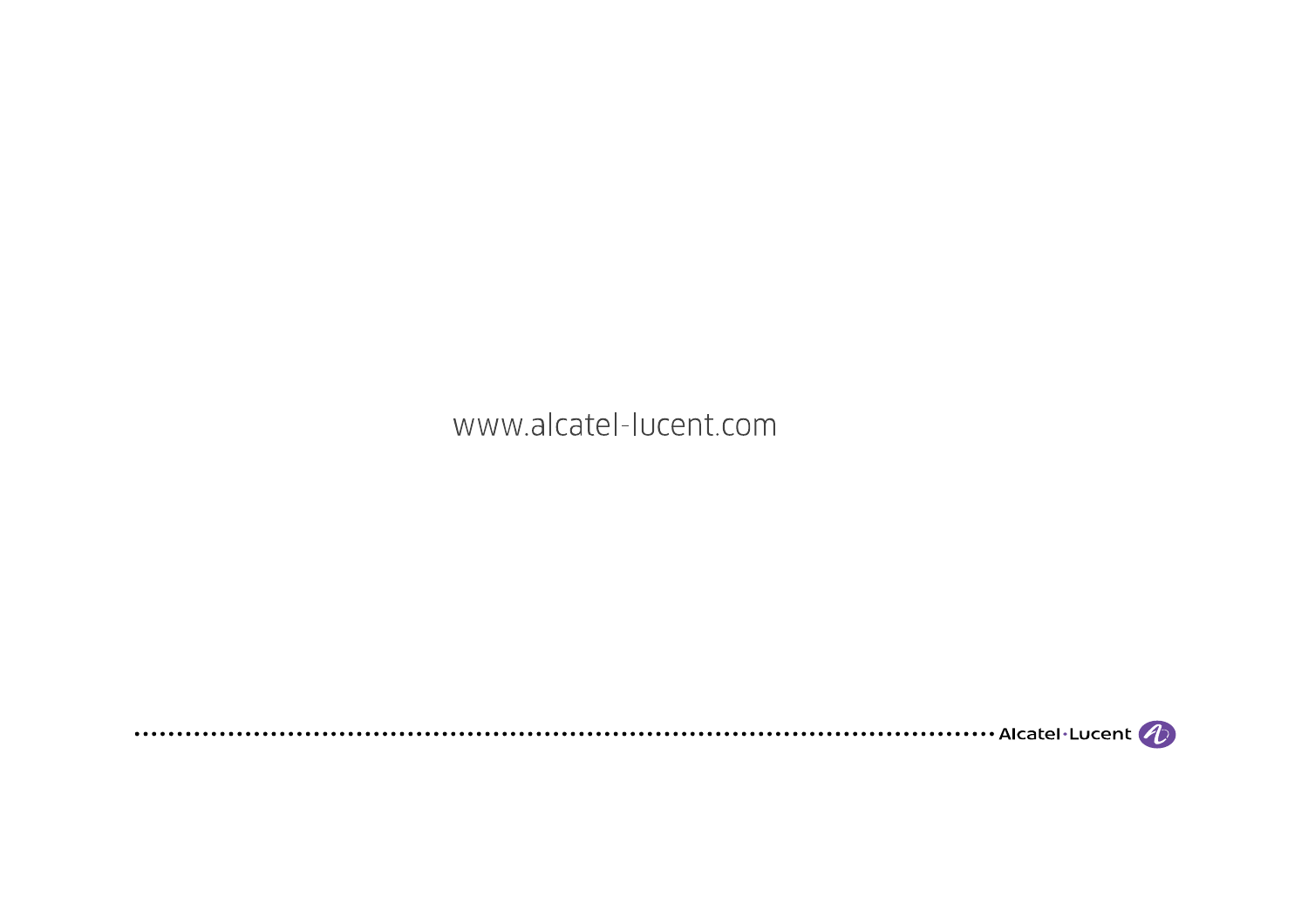www.alcatel-lucent.com